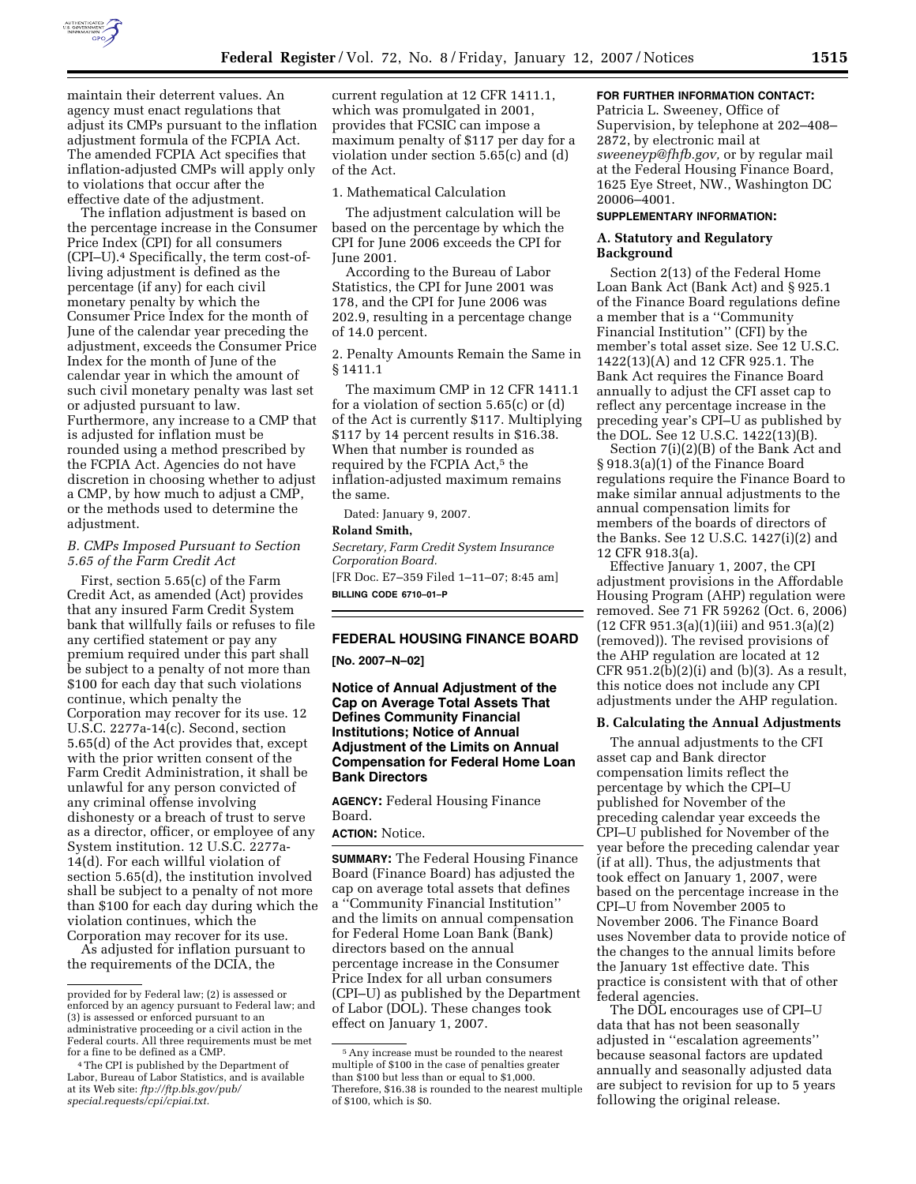maintain their deterrent values. An agency must enact regulations that adjust its CMPs pursuant to the inflation adjustment formula of the FCPIA Act. The amended FCPIA Act specifies that inflation-adjusted CMPs will apply only to violations that occur after the effective date of the adjustment.

The inflation adjustment is based on the percentage increase in the Consumer Price Index (CPI) for all consumers (CPI–U).[4] Specifically, the term cost-of-living adjustment is defined as the percentage (if any) for each civil monetary penalty by which the Consumer Price Index for the month of June of the calendar year preceding the adjustment, exceeds the Consumer Price Index for the month of June of the calendar year in which the amount of such civil monetary penalty was last set or adjusted pursuant to law. Furthermore, any increase to a CMP that is adjusted for inflation must be rounded using a method prescribed by the FCPIA Act. Agencies do not have discretion in choosing whether to adjust a CMP, or by how much to adjust a CMP, or the methods used to determine the adjustment.

### *B. CMPs Imposed Pursuant to Section 5.65 of the Farm Credit Act*

First, section 5.65(c) of the Farm Credit Act, as amended (Act) provides that any insured Farm Credit System bank that willfully fails or refuses to file any certified statement or pay any premium required under this part shall be subject to a penalty of not more than $100 for each day that such violations continue, which penalty the Corporation may recover for its use. 12 U.S.C. 2277a-14(c). Second, section 5.65(d) of the Act provides that, except with the prior written consent of the Farm Credit Administration, it shall be unlawful for any person convicted of any criminal offense involving dishonesty or a breach of trust to serve as a director, officer, or employee of any System institution. 12 U.S.C. 2277a-14(d). For each willful violation of section 5.65(d), the institution involved shall be subject to a penalty of not more than $100 for each day during which the violation continues, which the Corporation may recover for its use.

As adjusted for inflation pursuant to the requirements of the DCIA, the current regulation at 12 CFR 1411.1, which was promulgated in 2001, provides that FCSIC can impose a maximum penalty of $117 per day for a violation under section 5.65(c) and (d) of the Act.

1. Mathematical Calculation

The adjustment calculation will be based on the percentage by which the CPI for June 2006 exceeds the CPI for June 2001.

According to the Bureau of Labor Statistics, the CPI for June 2001 was 178, and the CPI for June 2006 was 202.9, resulting in a percentage change of 14.0 percent.

2. Penalty Amounts Remain the Same in § 1411.1

The maximum CMP in 12 CFR 1411.1 for a violation of section 5.65(c) or (d) of the Act is currently $117. Multiplying $117 by 14 percent results in $16.38. When that number is rounded as required by the FCPIA Act,[5] the inflation-adjusted maximum remains the same.

Dated: January 9, 2007.

**Roland Smith,**

*Secretary, Farm Credit System Insurance Corporation Board.*

[FR Doc. E7–359 Filed 1–11–07; 8:45 am]

**BILLING CODE 6710–01–P**

---

provided for by Federal law; (2) is assessed or enforced by an agency pursuant to Federal law; and (3) is assessed or enforced pursuant to an administrative proceeding or a civil action in the Federal courts. All three requirements must be met for a fine to be defined as a CMP.

[4] The CPI is published by the Department of Labor, Bureau of Labor Statistics, and is available at its Web site: *ftp://ftp.bls.gov/pub/special.requests/cpi/cpiai.txt.*

[5] Any increase must be rounded to the nearest multiple of $100 in the case of penalties greater than $100 but less than or equal to $1,000. Therefore, $16.38 is rounded to the nearest multiple of $100, which is $0.

---

## FEDERAL HOUSING FINANCE BOARD

**[No. 2007–N–02]**

## Notice of Annual Adjustment of the Cap on Average Total Assets That Defines Community Financial Institutions; Notice of Annual Adjustment of the Limits on Annual Compensation for Federal Home Loan Bank Directors

**AGENCY:** Federal Housing Finance Board.

**ACTION:** Notice.

**SUMMARY:** The Federal Housing Finance Board (Finance Board) has adjusted the cap on average total assets that defines a ''Community Financial Institution'' and the limits on annual compensation for Federal Home Loan Bank (Bank) directors based on the annual percentage increase in the Consumer Price Index for all urban consumers (CPI–U) as published by the Department of Labor (DOL). These changes took effect on January 1, 2007.

**FOR FURTHER INFORMATION CONTACT:** Patricia L. Sweeney, Office of Supervision, by telephone at 202–408–2872, by electronic mail at *sweeneyp@fhfb.gov,* or by regular mail at the Federal Housing Finance Board, 1625 Eye Street, NW., Washington DC 20006–4001.

**SUPPLEMENTARY INFORMATION:**

### A. Statutory and Regulatory Background

Section 2(13) of the Federal Home Loan Bank Act (Bank Act) and § 925.1 of the Finance Board regulations define a member that is a ''Community Financial Institution'' (CFI) by the member's total asset size. See 12 U.S.C. 1422(13)(A) and 12 CFR 925.1. The Bank Act requires the Finance Board annually to adjust the CFI asset cap to reflect any percentage increase in the preceding year's CPI–U as published by the DOL. See 12 U.S.C. 1422(13)(B).

Section 7(i)(2)(B) of the Bank Act and § 918.3(a)(1) of the Finance Board regulations require the Finance Board to make similar annual adjustments to the annual compensation limits for members of the boards of directors of the Banks. See 12 U.S.C. 1427(i)(2) and 12 CFR 918.3(a).

Effective January 1, 2007, the CPI adjustment provisions in the Affordable Housing Program (AHP) regulation were removed. See 71 FR 59262 (Oct. 6, 2006) (12 CFR 951.3(a)(1)(iii) and 951.3(a)(2) (removed)). The revised provisions of the AHP regulation are located at 12 CFR 951.2(b)(2)(i) and (b)(3). As a result, this notice does not include any CPI adjustments under the AHP regulation.

### B. Calculating the Annual Adjustments

The annual adjustments to the CFI asset cap and Bank director compensation limits reflect the percentage by which the CPI–U published for November of the preceding calendar year exceeds the CPI–U published for November of the year before the preceding calendar year (if at all). Thus, the adjustments that took effect on January 1, 2007, were based on the percentage increase in the CPI–U from November 2005 to November 2006. The Finance Board uses November data to provide notice of the changes to the annual limits before the January 1st effective date. This practice is consistent with that of other federal agencies.

The DOL encourages use of CPI–U data that has not been seasonally adjusted in ''escalation agreements'' because seasonal factors are updated annually and seasonally adjusted data are subject to revision for up to 5 years following the original release.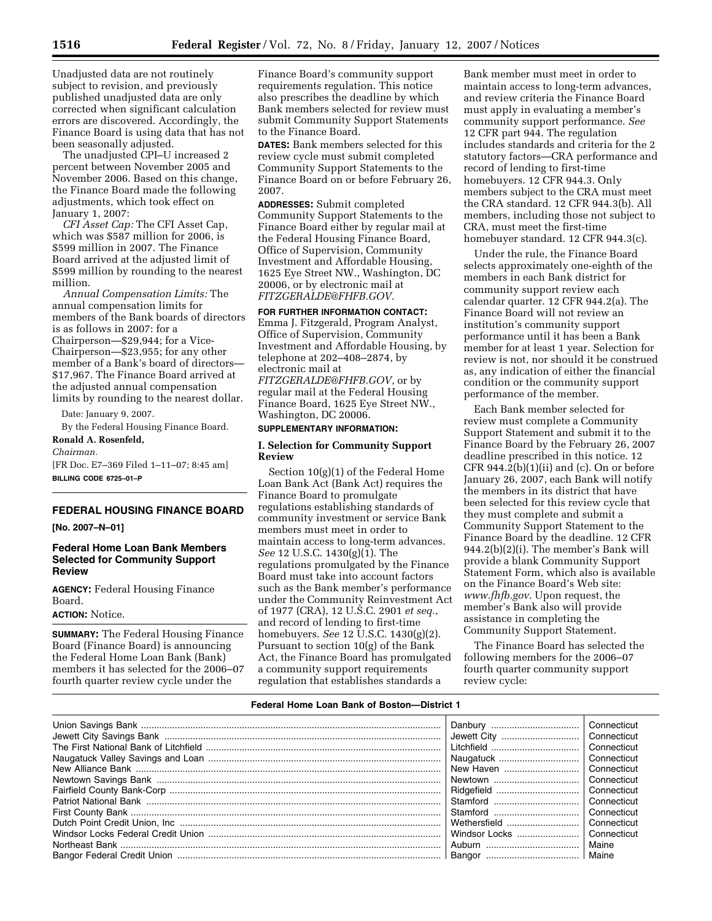Unadjusted data are not routinely subject to revision, and previously published unadjusted data are only corrected when significant calculation errors are discovered. Accordingly, the Finance Board is using data that has not been seasonally adjusted.

The unadjusted CPI–U increased 2 percent between November 2005 and November 2006. Based on this change, the Finance Board made the following adjustments, which took effect on January 1, 2007:

*CFI Asset Cap:* The CFI Asset Cap, which was $587 million for 2006, is $599 million in 2007. The Finance Board arrived at the adjusted limit of $599 million by rounding to the nearest million.

*Annual Compensation Limits:* The annual compensation limits for members of the Bank boards of directors is as follows in 2007: for a Chairperson—$29,944; for a Vice-Chairperson—$23,955; for any other member of a Bank's board of directors—$17,967. The Finance Board arrived at the adjusted annual compensation limits by rounding to the nearest dollar.

Date: January 9, 2007.

By the Federal Housing Finance Board.

**Ronald A. Rosenfeld,**

*Chairman.*

[FR Doc. E7–369 Filed 1–11–07; 8:45 am]

**BILLING CODE 6725–01–P**

## FEDERAL HOUSING FINANCE BOARD

**[No. 2007–N–01]**

### Federal Home Loan Bank Members Selected for Community Support Review

**AGENCY:** Federal Housing Finance Board.

**ACTION:** Notice.

**SUMMARY:** The Federal Housing Finance Board (Finance Board) is announcing the Federal Home Loan Bank (Bank) members it has selected for the 2006–07 fourth quarter review cycle under the Finance Board's community support requirements regulation. This notice also prescribes the deadline by which Bank members selected for review must submit Community Support Statements to the Finance Board.

**DATES:** Bank members selected for this review cycle must submit completed Community Support Statements to the Finance Board on or before February 26, 2007.

**ADDRESSES:** Submit completed Community Support Statements to the Finance Board either by regular mail at the Federal Housing Finance Board, Office of Supervision, Community Investment and Affordable Housing, 1625 Eye Street NW., Washington, DC 20006, or by electronic mail at *FITZGERALDE@FHFB.GOV*.

**FOR FURTHER INFORMATION CONTACT:** Emma J. Fitzgerald, Program Analyst, Office of Supervision, Community Investment and Affordable Housing, by telephone at 202–408–2874, by electronic mail at *FITZGERALDE@FHFB.GOV*, or by regular mail at the Federal Housing Finance Board, 1625 Eye Street NW., Washington, DC 20006.

**SUPPLEMENTARY INFORMATION:**

#### I. Selection for Community Support Review

Section 10(g)(1) of the Federal Home Loan Bank Act (Bank Act) requires the Finance Board to promulgate regulations establishing standards of community investment or service Bank members must meet in order to maintain access to long-term advances. *See* 12 U.S.C. 1430(g)(1). The regulations promulgated by the Finance Board must take into account factors such as the Bank member's performance under the Community Reinvestment Act of 1977 (CRA), 12 U.S.C. 2901 *et seq.*, and record of lending to first-time homebuyers. *See* 12 U.S.C. 1430(g)(2). Pursuant to section 10(g) of the Bank Act, the Finance Board has promulgated a community support requirements regulation that establishes standards a Bank member must meet in order to maintain access to long-term advances, and review criteria the Finance Board must apply in evaluating a member's community support performance. *See* 12 CFR part 944. The regulation includes standards and criteria for the 2 statutory factors—CRA performance and record of lending to first-time homebuyers. 12 CFR 944.3. Only members subject to the CRA must meet the CRA standard. 12 CFR 944.3(b). All members, including those not subject to CRA, must meet the first-time homebuyer standard. 12 CFR 944.3(c).

Under the rule, the Finance Board selects approximately one-eighth of the members in each Bank district for community support review each calendar quarter. 12 CFR 944.2(a). The Finance Board will not review an institution's community support performance until it has been a Bank member for at least 1 year. Selection for review is not, nor should it be construed as, any indication of either the financial condition or the community support performance of the member.

Each Bank member selected for review must complete a Community Support Statement and submit it to the Finance Board by the February 26, 2007 deadline prescribed in this notice. 12 CFR 944.2(b)(1)(ii) and (c). On or before January 26, 2007, each Bank will notify the members in its district that have been selected for this review cycle that they must complete and submit a Community Support Statement to the Finance Board by the deadline. 12 CFR 944.2(b)(2)(i). The member's Bank will provide a blank Community Support Statement Form, which also is available on the Finance Board's Web site: *www.fhfb.gov*. Upon request, the member's Bank also will provide assistance in completing the Community Support Statement.

The Finance Board has selected the following members for the 2006–07 fourth quarter community support review cycle:

**Federal Home Loan Bank of Boston—District 1**

| | | |
|---|---|---|
| Union Savings Bank | Danbury | Connecticut |
| Jewett City Savings Bank | Jewett City | Connecticut |
| The First National Bank of Litchfield | Litchfield | Connecticut |
| Naugatuck Valley Savings and Loan | Naugatuck | Connecticut |
| New Alliance Bank | New Haven | Connecticut |
| Newtown Savings Bank | Newtown | Connecticut |
| Fairfield County Bank-Corp | Ridgefield | Connecticut |
| Patriot National Bank | Stamford | Connecticut |
| First County Bank | Stamford | Connecticut |
| Dutch Point Credit Union, Inc | Wethersfield | Connecticut |
| Windsor Locks Federal Credit Union | Windsor Locks | Connecticut |
| Northeast Bank | Auburn | Maine |
| Bangor Federal Credit Union | Bangor | Maine |